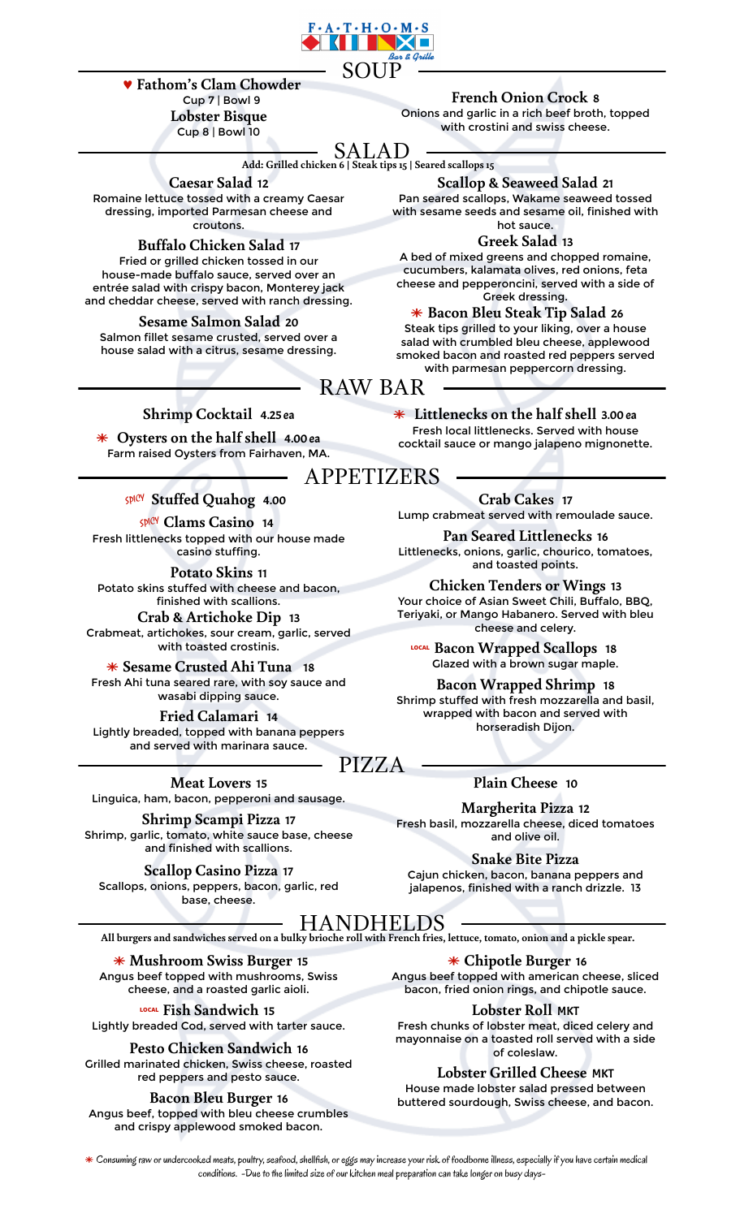# F·A·T·H·O·M·S Bar & Grille

## SOUP

♥ **Fathom's Clam Chowder**
Cup 7 | Bowl 9

**Lobster Bisque**
Cup 8 | Bowl 10

**French Onion Crock** 8
Onions and garlic in a rich beef broth, topped with crostini and swiss cheese.

## SALAD

Add: Grilled chicken 6 | Steak tips 15 | Seared scallops 15

**Caesar Salad** 12
Romaine lettuce tossed with a creamy Caesar dressing, imported Parmesan cheese and croutons.

**Buffalo Chicken Salad** 17
Fried or grilled chicken tossed in our house-made buffalo sauce, served over an entrée salad with crispy bacon, Monterey jack and cheddar cheese, served with ranch dressing.

**Sesame Salmon Salad** 20
Salmon fillet sesame crusted, served over a house salad with a citrus, sesame dressing.

**Scallop & Seaweed Salad** 21
Pan seared scallops, Wakame seaweed tossed with sesame seeds and sesame oil, finished with hot sauce.

**Greek Salad** 13
A bed of mixed greens and chopped romaine, cucumbers, kalamata olives, red onions, feta cheese and pepperoncini, served with a side of Greek dressing.

✳ **Bacon Bleu Steak Tip Salad** 26
Steak tips grilled to your liking, over a house salad with crumbled bleu cheese, applewood smoked bacon and roasted red peppers served with parmesan peppercorn dressing.

## RAW BAR

**Shrimp Cocktail** 4.25 ea

✳ **Oysters on the half shell** 4.00 ea
Farm raised Oysters from Fairhaven, MA.

✳ **Littlenecks on the half shell** 3.00 ea
Fresh local littlenecks. Served with house cocktail sauce or mango jalapeno mignonette.

## APPETIZERS

SPICY **Stuffed Quahog** 4.00

SPICY **Clams Casino** 14
Fresh littlenecks topped with our house made casino stuffing.

**Potato Skins** 11
Potato skins stuffed with cheese and bacon, finished with scallions.

**Crab & Artichoke Dip** 13
Crabmeat, artichokes, sour cream, garlic, served with toasted crostinis.

✳ **Sesame Crusted Ahi Tuna** 18
Fresh Ahi tuna seared rare, with soy sauce and wasabi dipping sauce.

**Fried Calamari** 14
Lightly breaded, topped with banana peppers and served with marinara sauce.

**Crab Cakes** 17
Lump crabmeat served with remoulade sauce.

**Pan Seared Littlenecks** 16
Littlenecks, onions, garlic, chourico, tomatoes, and toasted points.

**Chicken Tenders or Wings** 13
Your choice of Asian Sweet Chili, Buffalo, BBQ, Teriyaki, or Mango Habanero. Served with bleu cheese and celery.

LOCAL **Bacon Wrapped Scallops** 18
Glazed with a brown sugar maple.

**Bacon Wrapped Shrimp** 18
Shrimp stuffed with fresh mozzarella and basil, wrapped with bacon and served with horseradish Dijon.

## PIZZA

**Meat Lovers** 15
Linguica, ham, bacon, pepperoni and sausage.

**Shrimp Scampi Pizza** 17
Shrimp, garlic, tomato, white sauce base, cheese and finished with scallions.

**Scallop Casino Pizza** 17
Scallops, onions, peppers, bacon, garlic, red base, cheese.

**Plain Cheese** 10

**Margherita Pizza** 12
Fresh basil, mozzarella cheese, diced tomatoes and olive oil.

**Snake Bite Pizza**
Cajun chicken, bacon, banana peppers and jalapenos, finished with a ranch drizzle. 13

## HANDHELDS

All burgers and sandwiches served on a bulky brioche roll with French fries, lettuce, tomato, onion and a pickle spear.

✳ **Mushroom Swiss Burger** 15
Angus beef topped with mushrooms, Swiss cheese, and a roasted garlic aioli.

LOCAL **Fish Sandwich** 15
Lightly breaded Cod, served with tarter sauce.

**Pesto Chicken Sandwich** 16
Grilled marinated chicken, Swiss cheese, roasted red peppers and pesto sauce.

**Bacon Bleu Burger** 16
Angus beef, topped with bleu cheese crumbles and crispy applewood smoked bacon.

✳ **Chipotle Burger** 16
Angus beef topped with american cheese, sliced bacon, fried onion rings, and chipotle sauce.

**Lobster Roll** MKT
Fresh chunks of lobster meat, diced celery and mayonnaise on a toasted roll served with a side of coleslaw.

**Lobster Grilled Cheese** MKT
House made lobster salad pressed between buttered sourdough, Swiss cheese, and bacon.

✳ Consuming raw or undercooked meats, poultry, seafood, shellfish, or eggs may increase your risk of foodborne illness, especially if you have certain medical conditions. -Due to the limited size of our kitchen meal preparation can take longer on busy days-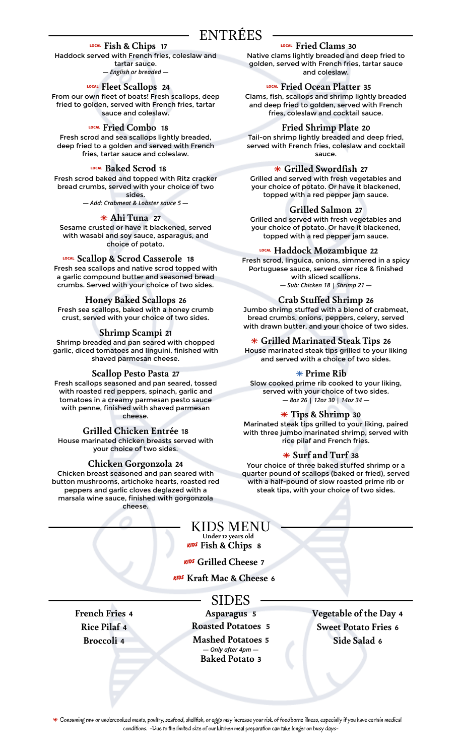# ENTRÉES

### LOCAL Fish & Chips 17

Haddock served with French fries, coleslaw and tartar sauce.

*— English or breaded —*

### LOCAL Fleet Scallops 24

From our own fleet of boats! Fresh scallops, deep fried to golden, served with French fries, tartar sauce and coleslaw.

### LOCAL Fried Combo 18

Fresh scrod and sea scallops lightly breaded, deep fried to a golden and served with French fries, tartar sauce and coleslaw.

### LOCAL Baked Scrod 18

Fresh scrod baked and topped with Ritz cracker bread crumbs, served with your choice of two sides.

*— Add: Crabmeat & Lobster sauce 5 —*

### * Ahi Tuna 27

Sesame crusted or have it blackened, served with wasabi and soy sauce, asparagus, and choice of potato.

### LOCAL Scallop & Scrod Casserole 18

Fresh sea scallops and native scrod topped with a garlic compound butter and seasoned bread crumbs. Served with your choice of two sides.

### Honey Baked Scallops 26

Fresh sea scallops, baked with a honey crumb crust, served with your choice of two sides.

### Shrimp Scampi 21

Shrimp breaded and pan seared with chopped garlic, diced tomatoes and linguini, finished with shaved parmesan cheese.

### Scallop Pesto Pasta 27

Fresh scallops seasoned and pan seared, tossed with roasted red peppers, spinach, garlic and tomatoes in a creamy parmesan pesto sauce with penne, finished with shaved parmesan cheese.

### Grilled Chicken Entrée 18

House marinated chicken breasts served with your choice of two sides.

### Chicken Gorgonzola 24

Chicken breast seasoned and pan seared with button mushrooms, artichoke hearts, roasted red peppers and garlic cloves deglazed with a marsala wine sauce, finished with gorgonzola cheese.

### LOCAL Fried Clams 30

Native clams lightly breaded and deep fried to golden, served with French fries, tartar sauce and coleslaw.

### LOCAL Fried Ocean Platter 35

Clams, fish, scallops and shrimp lightly breaded and deep fried to golden, served with French fries, coleslaw and cocktail sauce.

### Fried Shrimp Plate 20

Tail-on shrimp lightly breaded and deep fried, served with French fries, coleslaw and cocktail sauce.

### * Grilled Swordfish 27

Grilled and served with fresh vegetables and your choice of potato. Or have it blackened, topped with a red pepper jam sauce.

### Grilled Salmon 27

Grilled and served with fresh vegetables and your choice of potato. Or have it blackened, topped with a red pepper jam sauce.

### LOCAL Haddock Mozambique 22

Fresh scrod, linguica, onions, simmered in a spicy Portuguese sauce, served over rice & finished with sliced scallions.

*— Sub: Chicken 18 | Shrimp 21 —*

### Crab Stuffed Shrimp 26

Jumbo shrimp stuffed with a blend of crabmeat, bread crumbs, onions, peppers, celery, served with drawn brown butter, and your choice of two sides.

### * Grilled Marinated Steak Tips 26

House marinated steak tips grilled to your liking and served with a choice of two sides.

### * Prime Rib

Slow cooked prime rib cooked to your liking, served with your choice of two sides.

*— 8oz 26 | 12oz 30 | 14oz 34 —*

### * Tips & Shrimp 30

Marinated steak tips grilled to your liking, paired with three jumbo marinated shrimp, served with rice pilaf and French fries.

### * Surf and Turf 38

Your choice of three baked stuffed shrimp or a quarter pound of scallops (baked or fried), served with a half-pound of slow roasted prime rib or steak tips, with your choice of two sides.

# KIDS MENU

**Under 12 years old**

- KIDS **Fish & Chips** 8
- KIDS **Grilled Cheese** 7
- KIDS **Kraft Mac & Cheese** 6

# SIDES

- **French Fries** 4
- **Rice Pilaf** 4
- **Broccoli** 4
- **Asparagus** 5
- **Roasted Potatoes** 5
- **Mashed Potatoes** 5 *— Only after 4pm —*
- **Baked Potato** 3
- **Vegetable of the Day** 4
- **Sweet Potato Fries** 6
- **Side Salad** 6

* Consuming raw or undercooked meats, poultry, seafood, shellfish, or eggs may increase your risk of foodborne illness, especially if you have certain medical conditions. -Due to the limited size of our kitchen meal preparation can take longer on busy days-